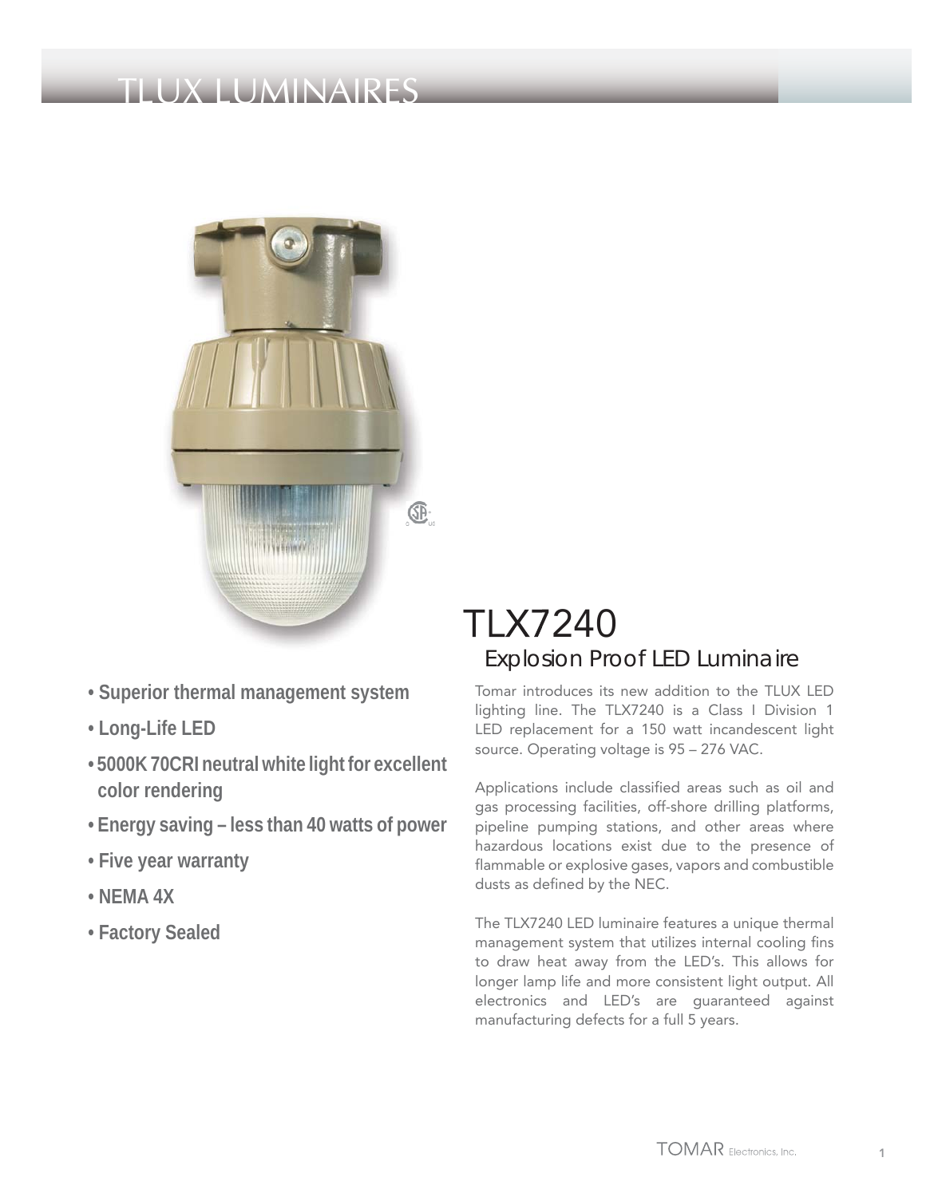# TLUX LUMINAIRES

## TLX7240

### Explosion Proof LED Luminaire

- **Superior thermal management system**
- **Long-Life LED**
- **5000K 70CRI neutral white light for excellent color rendering**
- **Energy saving – less than 40 watts of power**
- **Five year warranty**
- **NEMA 4X**
- **Factory Sealed**

Tomar introduces its new addition to the TLUX LED lighting line. The TLX7240 is a Class I Division 1 LED replacement for a 150 watt incandescent light source. Operating voltage is 95 – 276 VAC.

Applications include classified areas such as oil and gas processing facilities, off-shore drilling platforms, pipeline pumping stations, and other areas where hazardous locations exist due to the presence of flammable or explosive gases, vapors and combustible dusts as defined by the NEC.

The TLX7240 LED luminaire features a unique thermal management system that utilizes internal cooling fins to draw heat away from the LED's. This allows for longer lamp life and more consistent light output. All electronics and LED's are guaranteed against manufacturing defects for a full 5 years.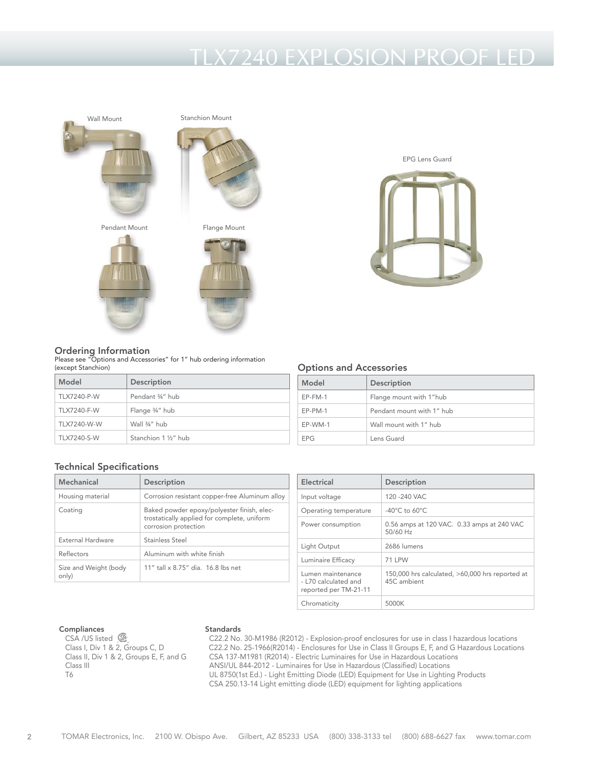# TLX7240 EXPLOSION PROOF LED

Wall Mount

Stanchion Mount

Pendant Mount

Flange Mount

EPG Lens Guard

## Ordering Information

Please see "Options and Accessories" for 1" hub ordering information (except Stanchion)

| Model | Description |
|---|---|
| TLX7240-P-W | Pendant ¾" hub |
| TLX7240-F-W | Flange ¾" hub |
| TLX7240-W-W | Wall ¾" hub |
| TLX7240-S-W | Stanchion 1 ½" hub |

## Options and Accessories

| Model | Description |
|---|---|
| EP-FM-1 | Flange mount with 1"hub |
| EP-PM-1 | Pendant mount with 1" hub |
| EP-WM-1 | Wall mount with 1" hub |
| EPG | Lens Guard |

## Technical Specifications

| Mechanical | Description |
|---|---|
| Housing material | Corrosion resistant copper-free Aluminum alloy |
| Coating | Baked powder epoxy/polyester finish, electrostatically applied for complete, uniform corrosion protection |
| External Hardware | Stainless Steel |
| Reflectors | Aluminum with white finish |
| Size and Weight (body only) | 11" tall x 8.75" dia. 16.8 lbs net |

| Electrical | Description |
|---|---|
| Input voltage | 120 -240 VAC |
| Operating temperature | -40°C to 60°C |
| Power consumption | 0.56 amps at 120 VAC. 0.33 amps at 240 VAC 50/60 Hz |
| Light Output | 2686 lumens |
| Luminaire Efficacy | 71 LPW |
| Lumen maintenance - L70 calculated and reported per TM-21-11 | 150,000 hrs calculated, >60,000 hrs reported at 45C ambient |
| Chromaticity | 5000K |

**Compliances**

CSA /US listed

Class I, Div 1 & 2, Groups C, D

Class II, Div 1 & 2, Groups E, F, and G

Class III

T6

**Standards**

C22.2 No. 30-M1986 (R2012) - Explosion-proof enclosures for use in class I hazardous locations

C22.2 No. 25-1966(R2014) - Enclosures for Use in Class II Groups E, F, and G Hazardous Locations

CSA 137-M1981 (R2014) - Electric Luminaires for Use in Hazardous Locations

ANSI/UL 844-2012 - Luminaires for Use in Hazardous (Classified) Locations

UL 8750(1st Ed.) - Light Emitting Diode (LED) Equipment for Use in Lighting Products

CSA 250.13-14 Light emitting diode (LED) equipment for lighting applications

TOMAR Electronics, Inc. 2100 W. Obispo Ave. Gilbert, AZ 85233 USA (800) 338-3133 tel (800) 688-6627 fax www.tomar.com